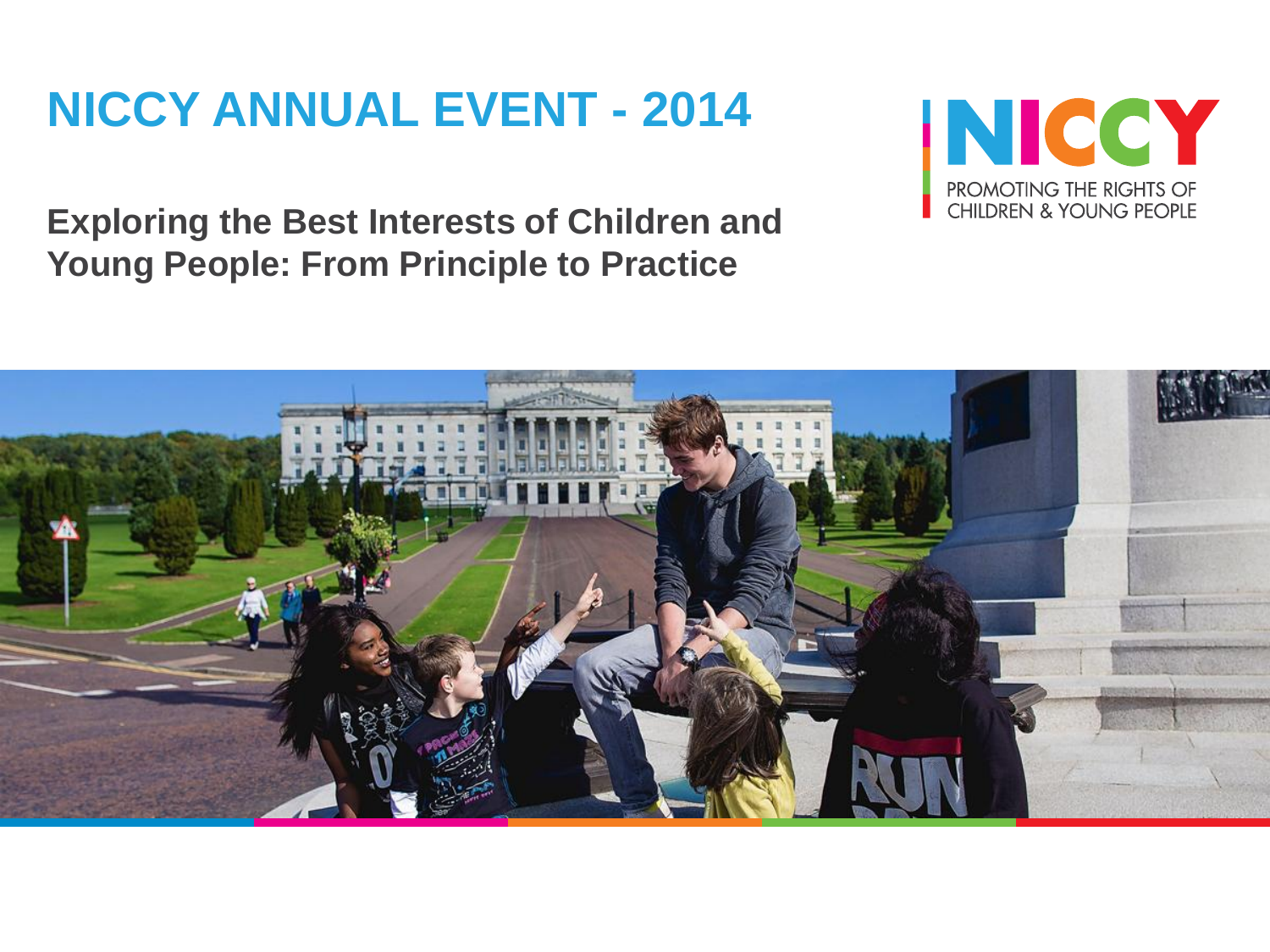# NICCY ANNUAL EVENT - 2014

NICCY

PROMOTING THE RIGHTS OF CHILDREN & YOUNG PEOPLE

## Exploring the Best Interests of Children and Young People: From Principle to Practice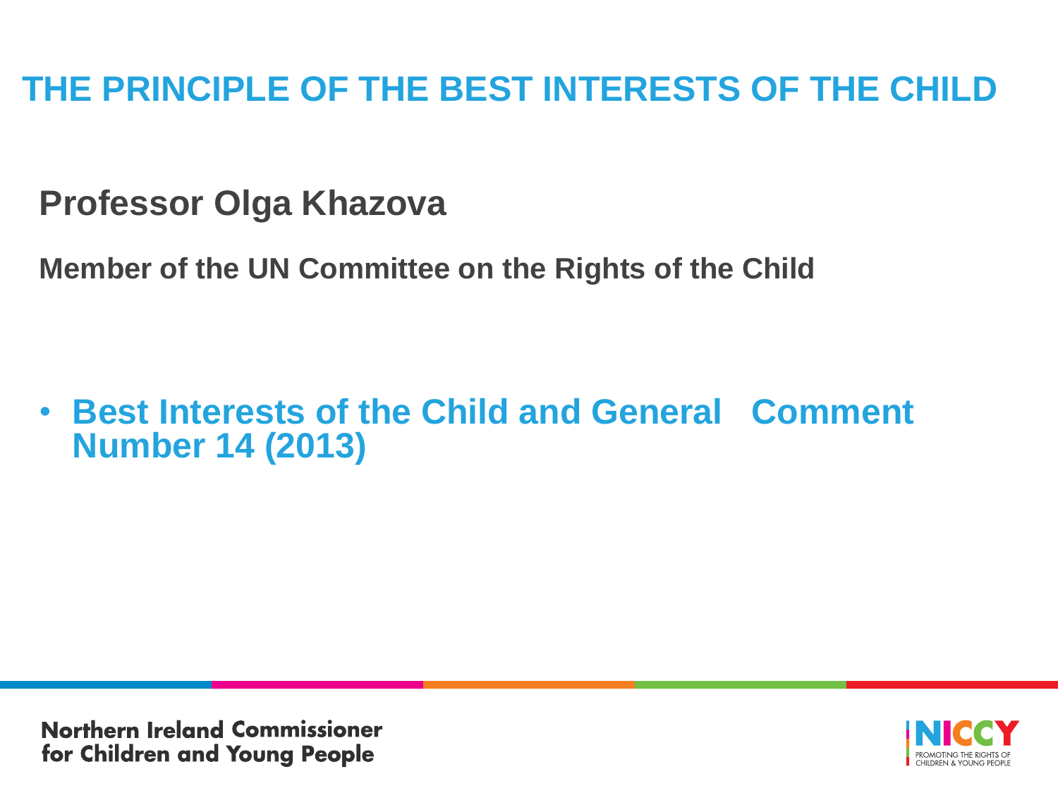# THE PRINCIPLE OF THE BEST INTERESTS OF THE CHILD

## Professor Olga Khazova

**Member of the UN Committee on the Rights of the Child**

- **Best Interests of the Child and General Comment Number 14 (2013)**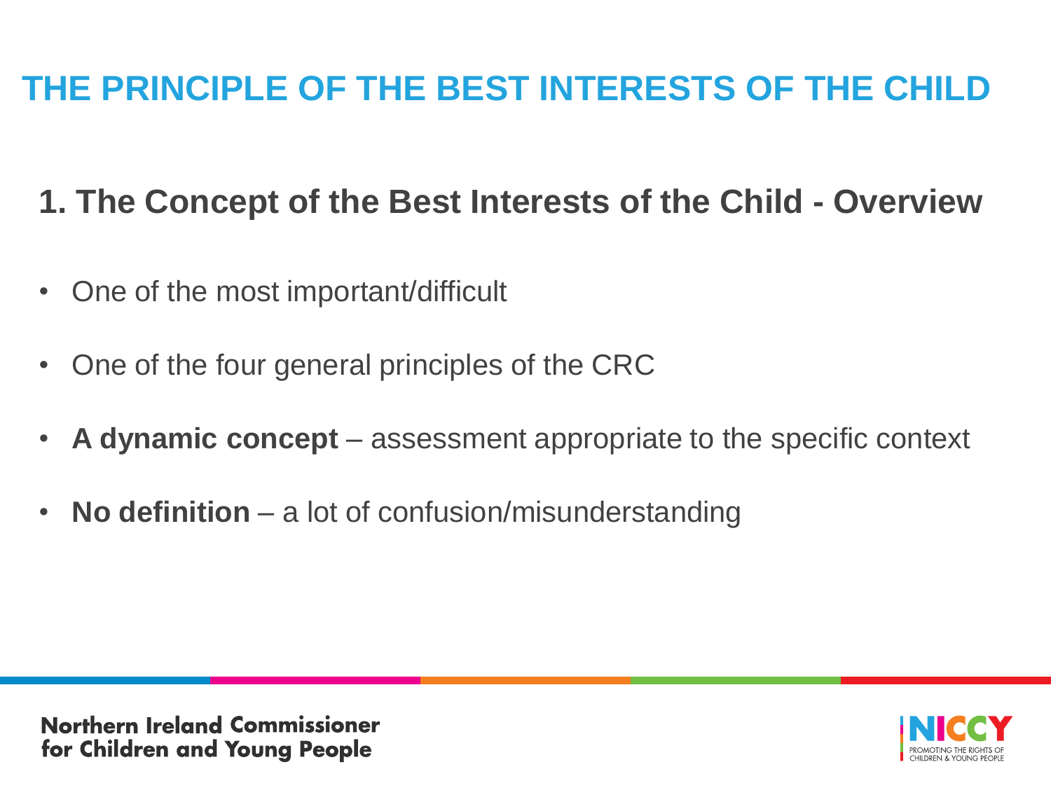# THE PRINCIPLE OF THE BEST INTERESTS OF THE CHILD

## 1. The Concept of the Best Interests of the Child - Overview

- One of the most important/difficult
- One of the four general principles of the CRC
- **A dynamic concept** – assessment appropriate to the specific context
- **No definition** – a lot of confusion/misunderstanding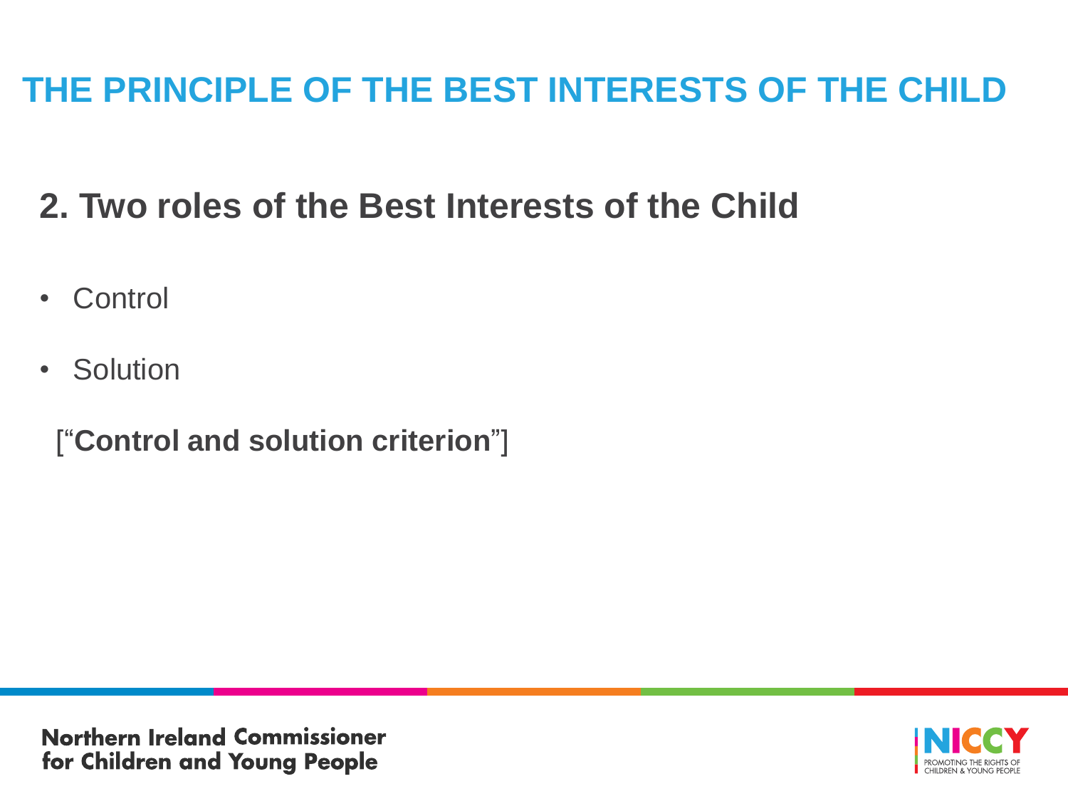# THE PRINCIPLE OF THE BEST INTERESTS OF THE CHILD

## 2. Two roles of the Best Interests of the Child

- Control
- Solution

[“**Control and solution criterion**”]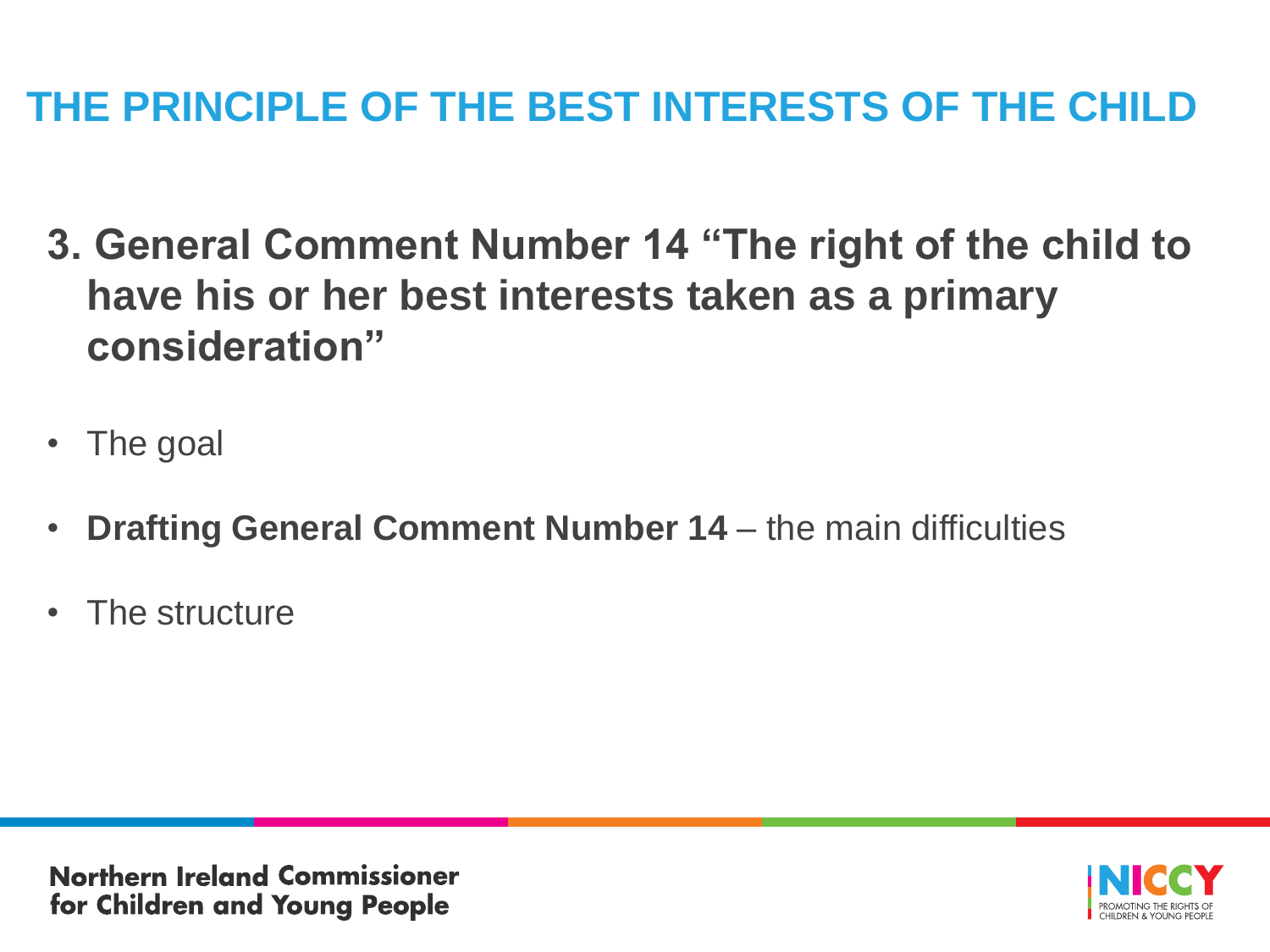# THE PRINCIPLE OF THE BEST INTERESTS OF THE CHILD

## 3. General Comment Number 14 "The right of the child to have his or her best interests taken as a primary consideration"

- The goal
- **Drafting General Comment Number 14** – the main difficulties
- The structure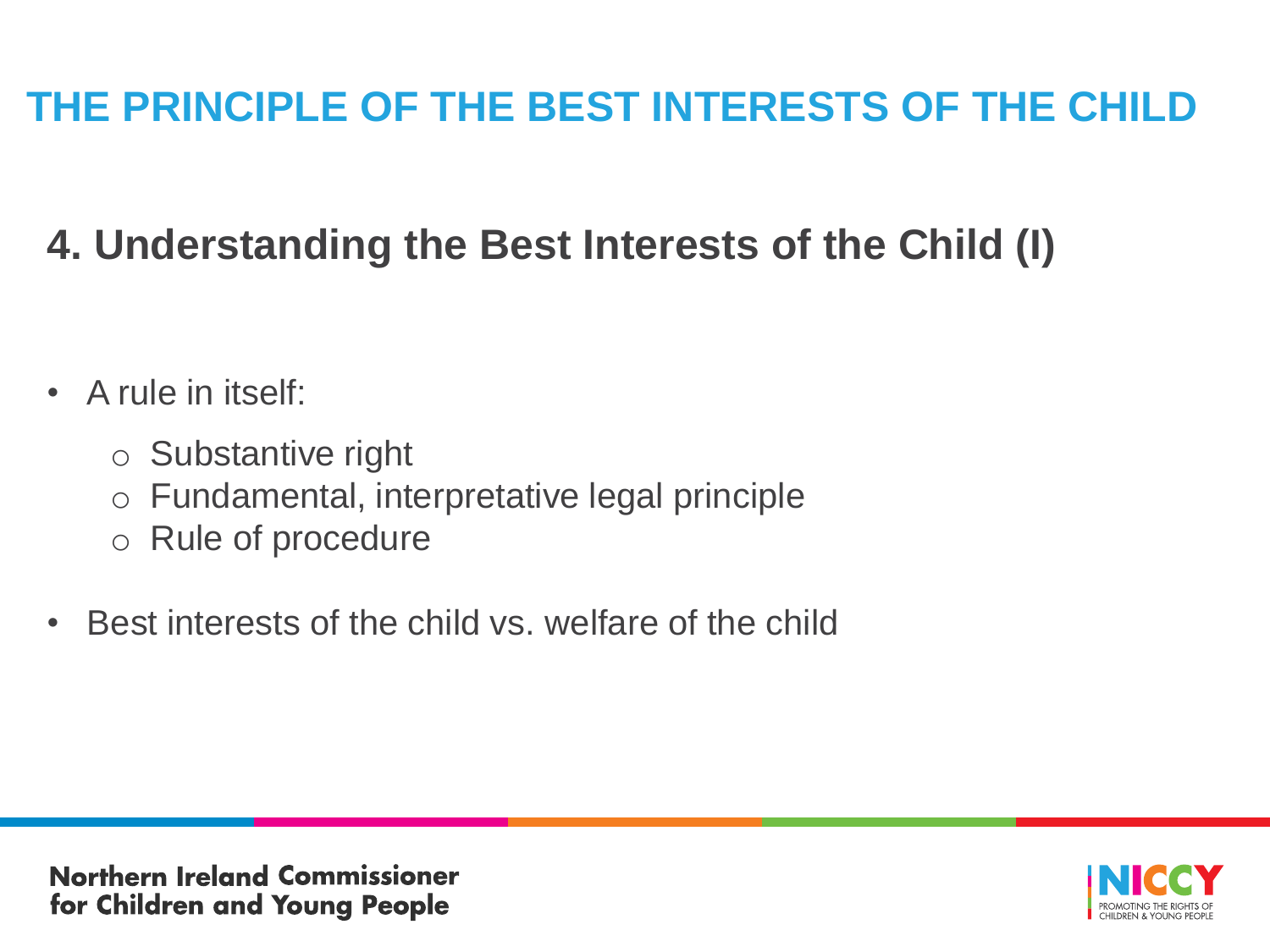# THE PRINCIPLE OF THE BEST INTERESTS OF THE CHILD

## 4. Understanding the Best Interests of the Child (I)

- A rule in itself:
  - Substantive right
  - Fundamental, interpretative legal principle
  - Rule of procedure
- Best interests of the child vs. welfare of the child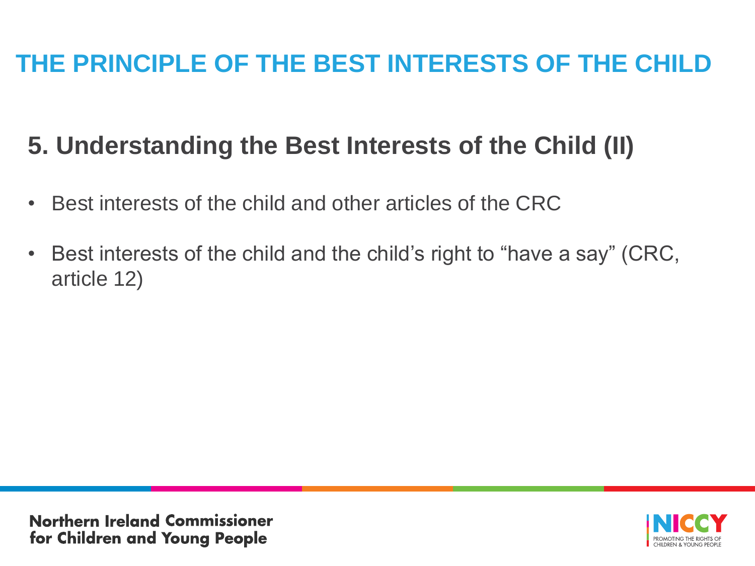# THE PRINCIPLE OF THE BEST INTERESTS OF THE CHILD

## 5. Understanding the Best Interests of the Child (II)

- Best interests of the child and other articles of the CRC
- Best interests of the child and the child's right to "have a say" (CRC, article 12)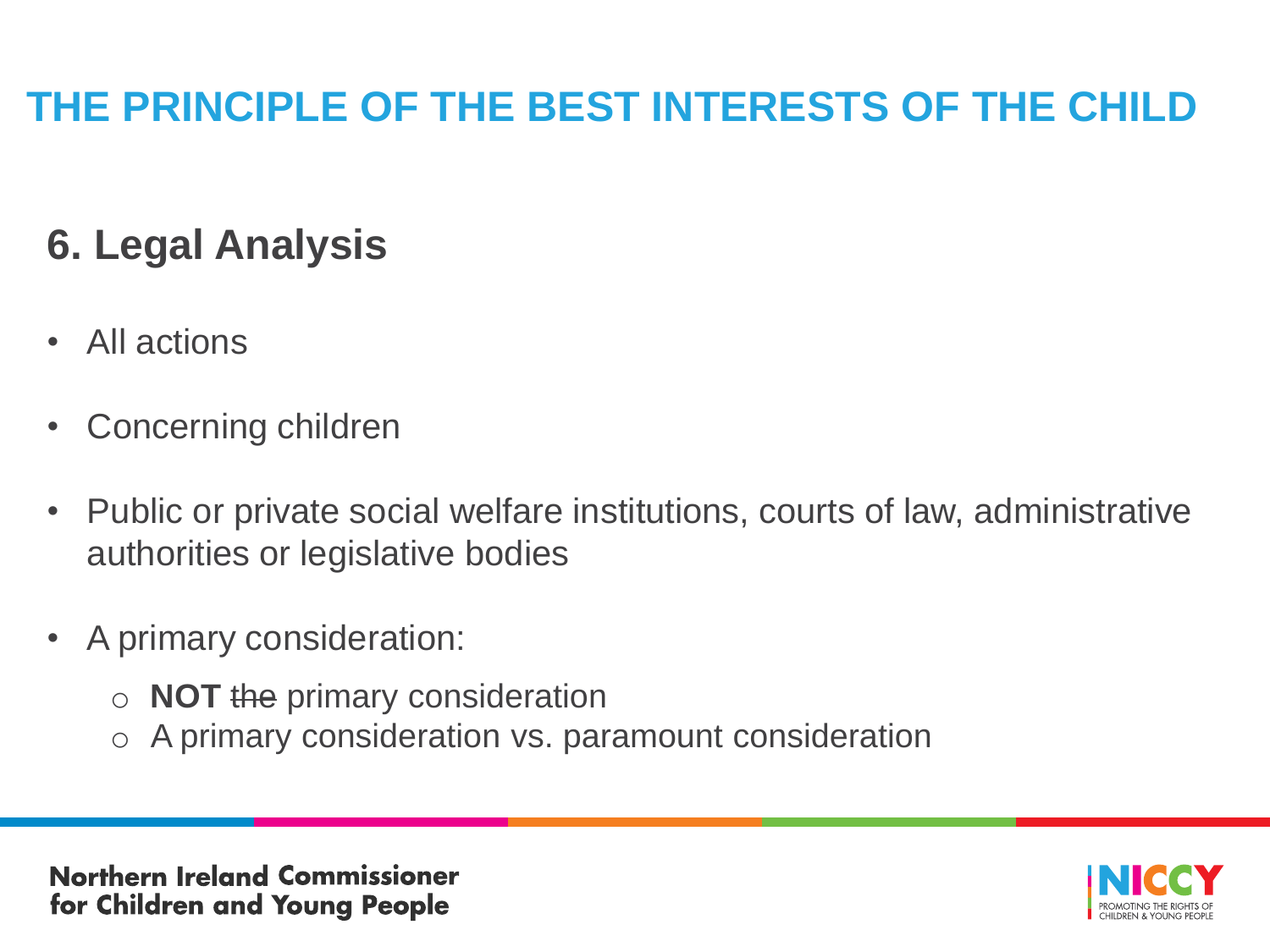# THE PRINCIPLE OF THE BEST INTERESTS OF THE CHILD

## 6. Legal Analysis

- All actions
- Concerning children
- Public or private social welfare institutions, courts of law, administrative authorities or legislative bodies
- A primary consideration:
  - **NOT** ~~the~~ primary consideration
  - A primary consideration vs. paramount consideration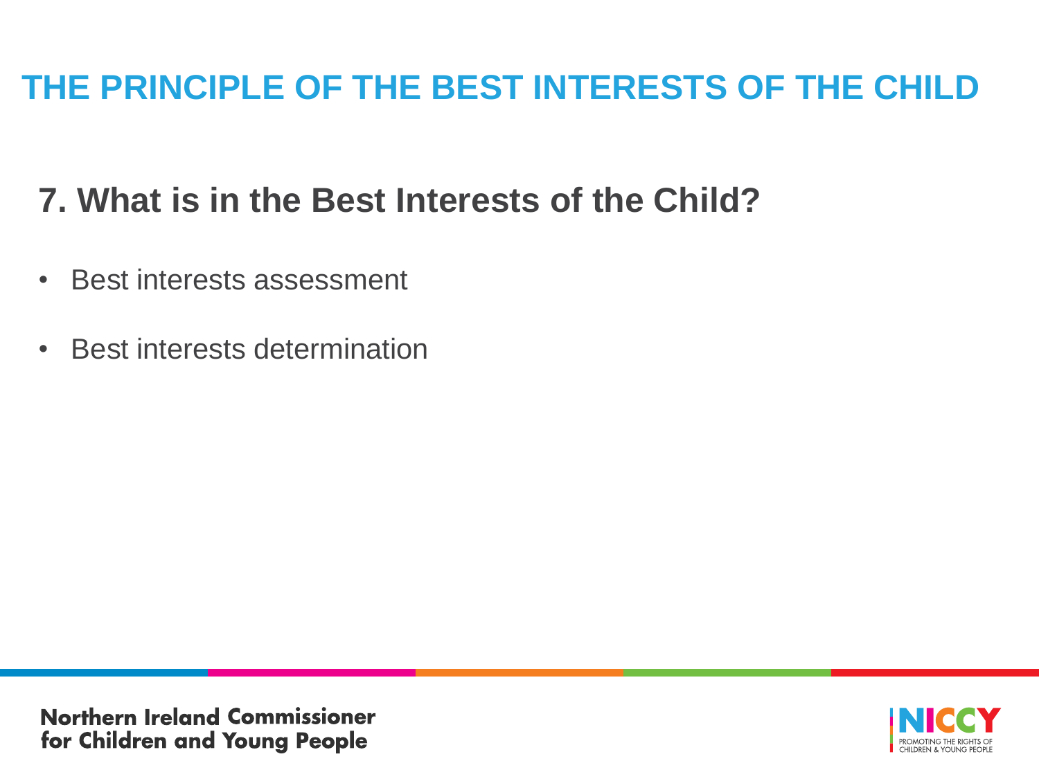# THE PRINCIPLE OF THE BEST INTERESTS OF THE CHILD

## 7. What is in the Best Interests of the Child?

- Best interests assessment
- Best interests determination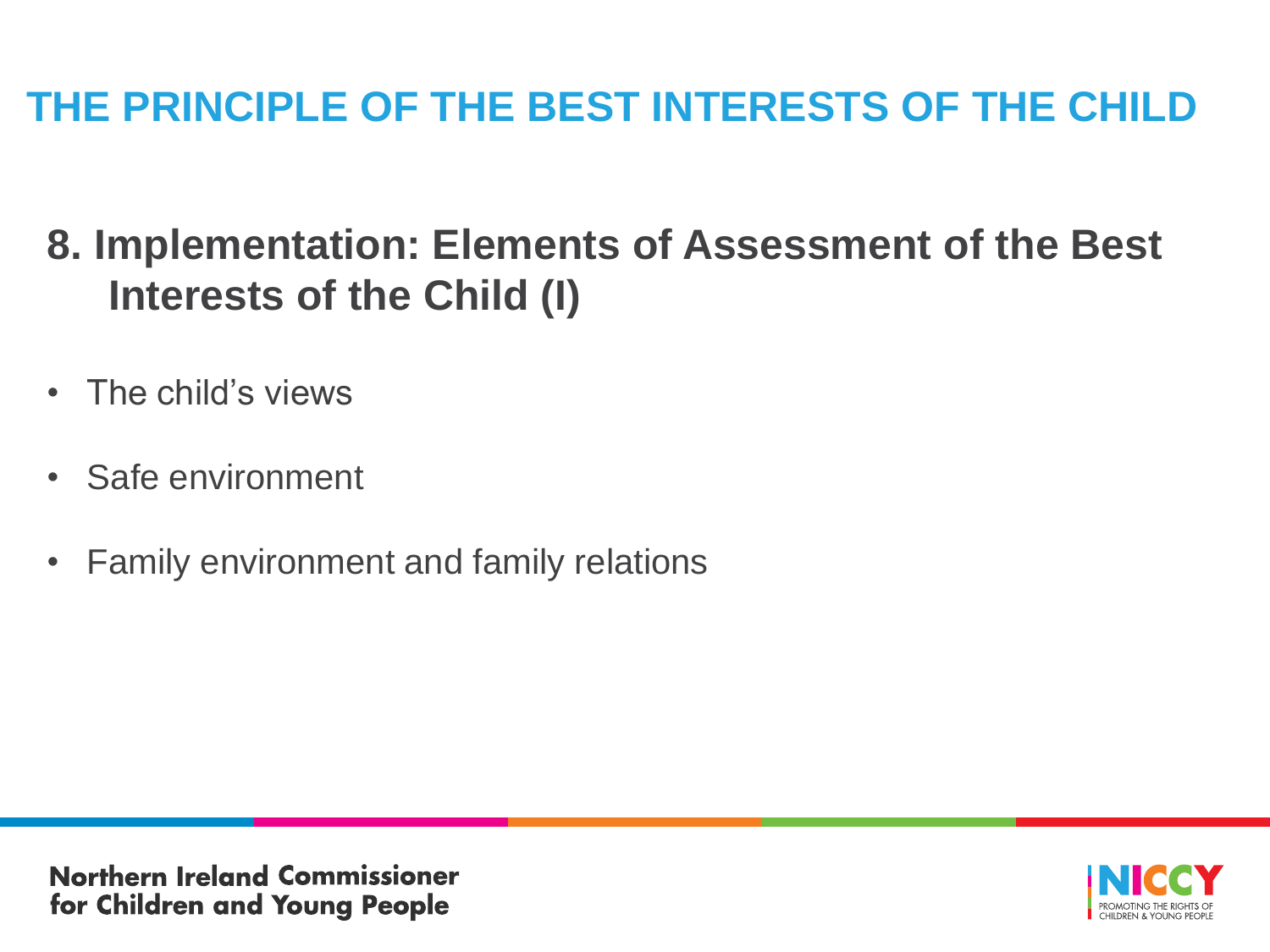# THE PRINCIPLE OF THE BEST INTERESTS OF THE CHILD

## 8. Implementation: Elements of Assessment of the Best Interests of the Child (I)

- The child's views
- Safe environment
- Family environment and family relations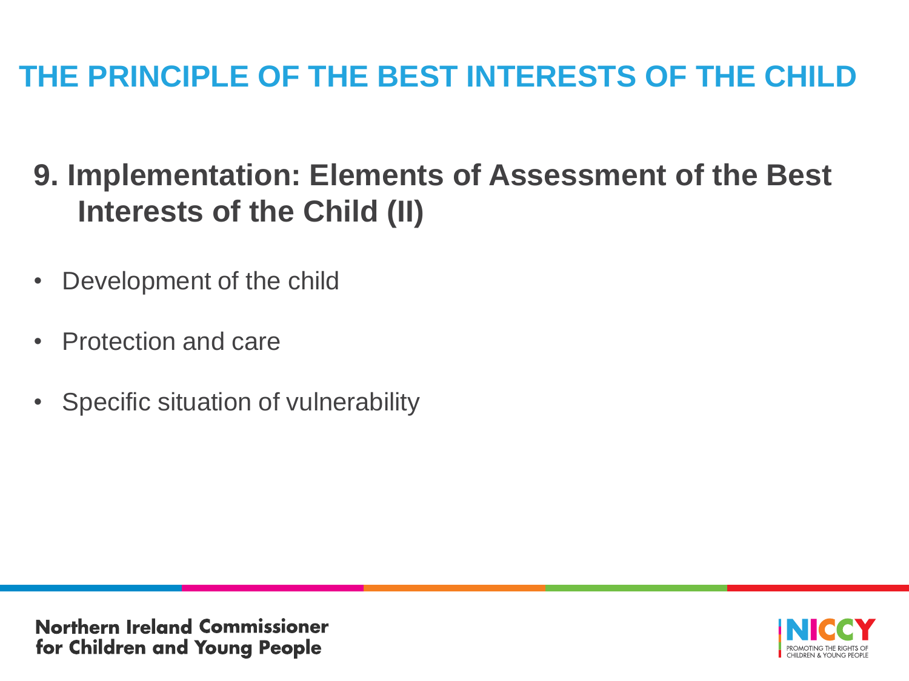# THE PRINCIPLE OF THE BEST INTERESTS OF THE CHILD

## 9. Implementation: Elements of Assessment of the Best Interests of the Child (II)

- Development of the child
- Protection and care
- Specific situation of vulnerability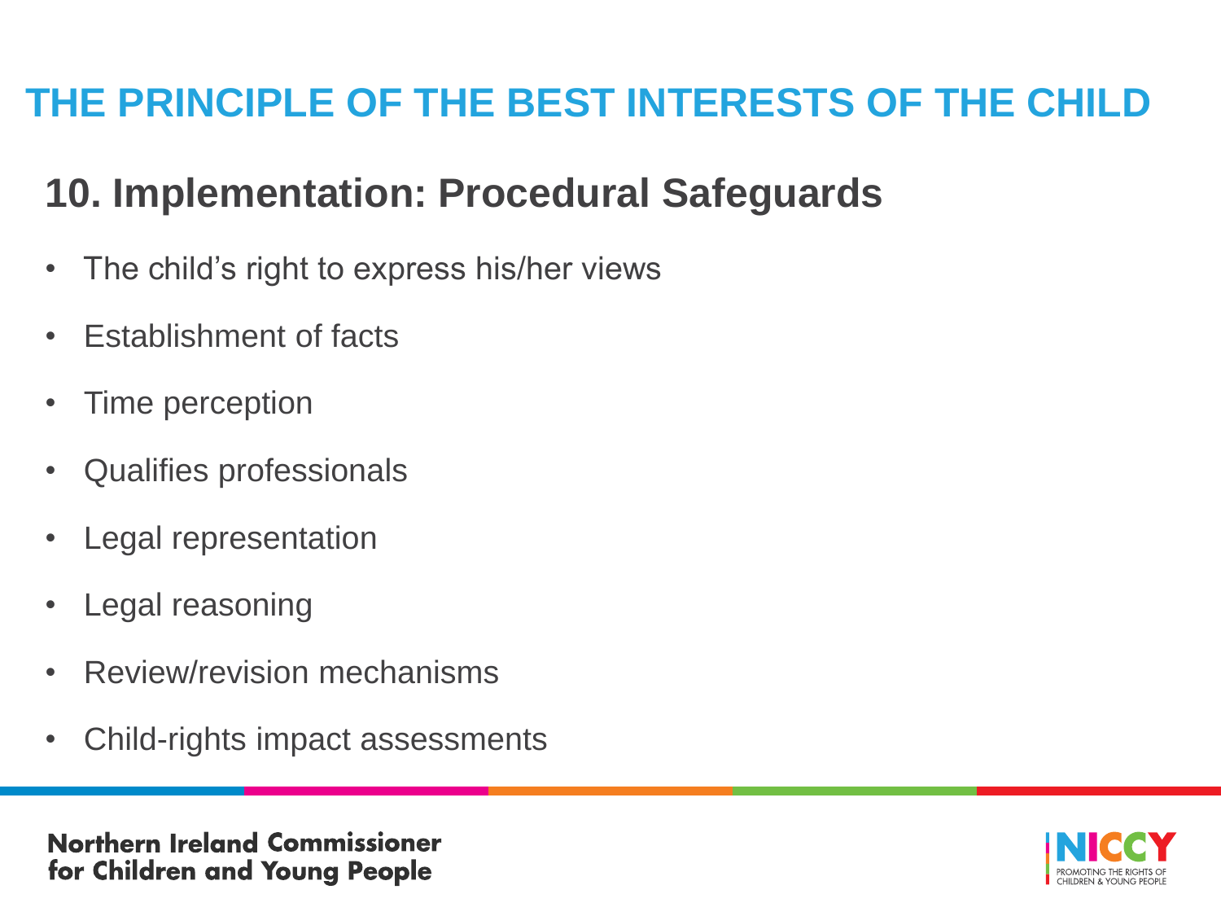# THE PRINCIPLE OF THE BEST INTERESTS OF THE CHILD

## 10. Implementation: Procedural Safeguards

- The child's right to express his/her views
- Establishment of facts
- Time perception
- Qualifies professionals
- Legal representation
- Legal reasoning
- Review/revision mechanisms
- Child-rights impact assessments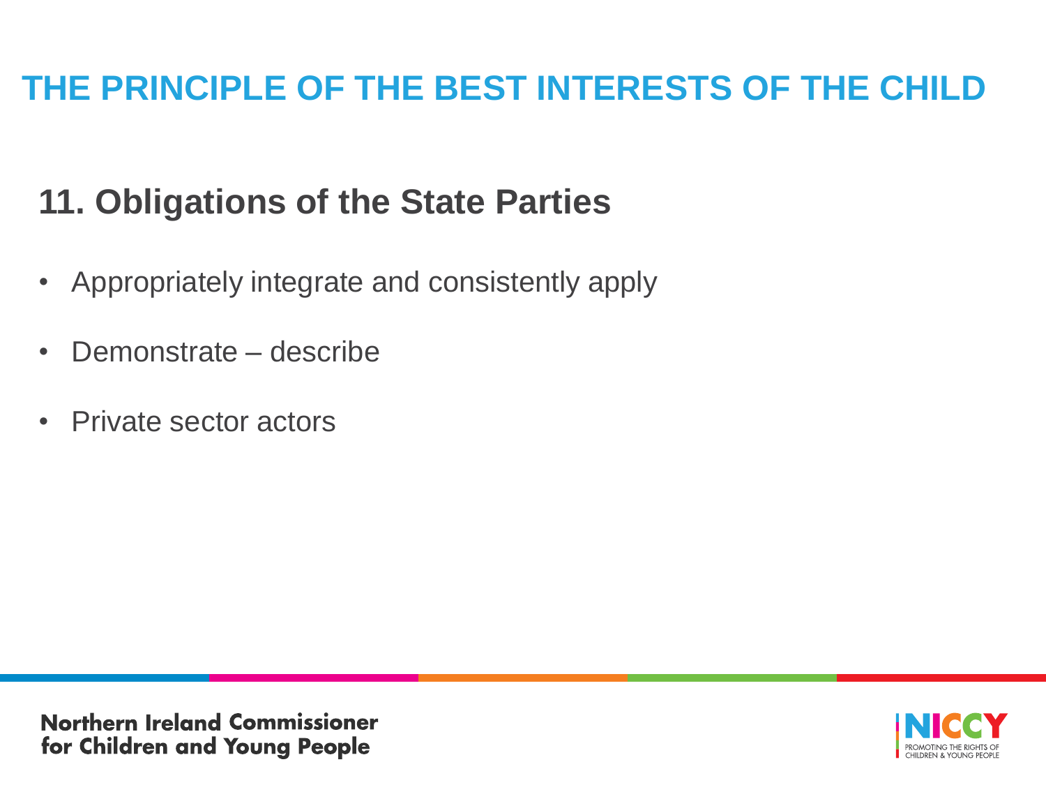# THE PRINCIPLE OF THE BEST INTERESTS OF THE CHILD

## 11. Obligations of the State Parties

- Appropriately integrate and consistently apply
- Demonstrate – describe
- Private sector actors